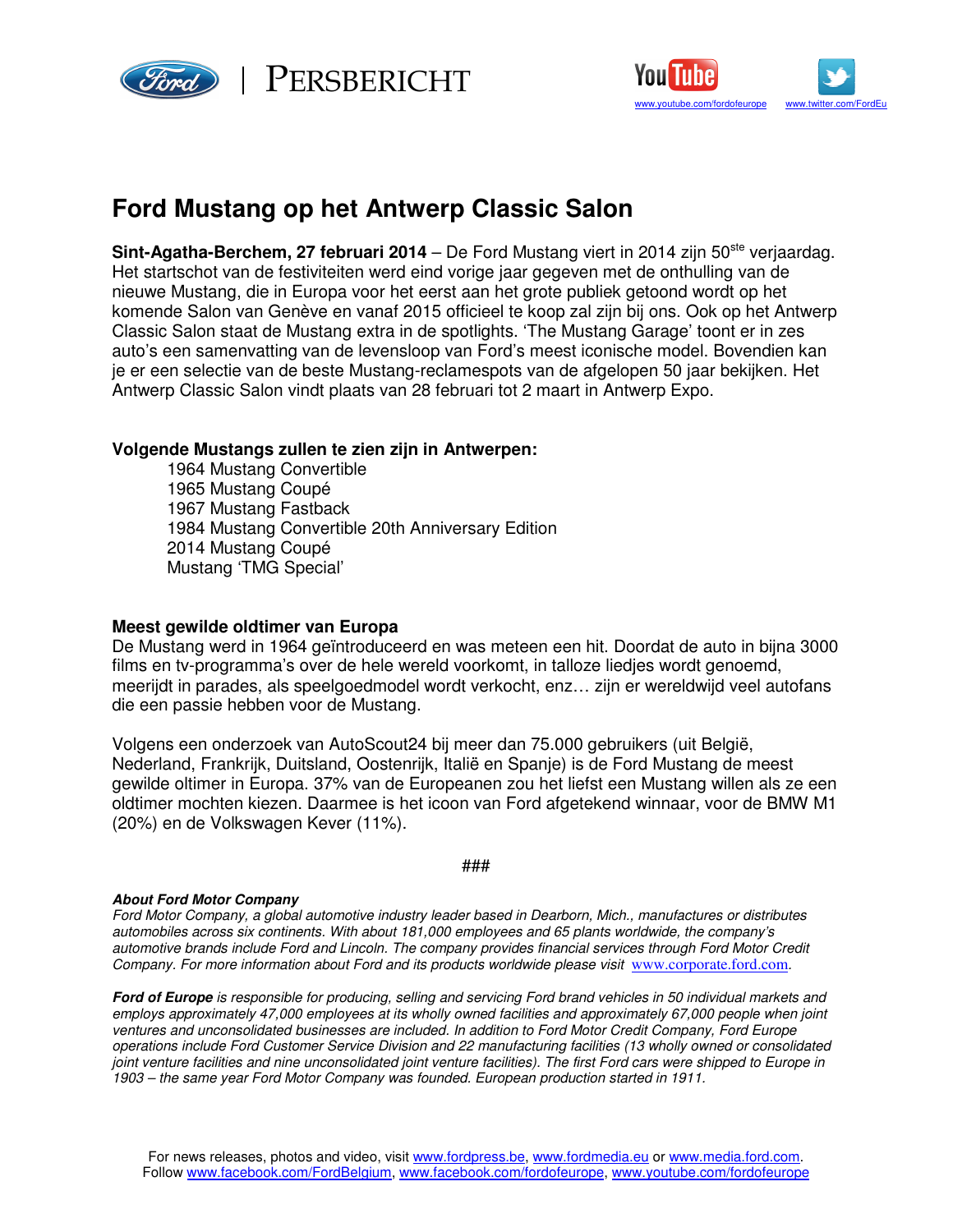PERSBERICHT

www.youtube.com/fordofeurope www.twitter.com/FordEu

# Ford Mustang op het Antwerp Classic Salon

**Sint-Agatha-Berchem, 27 februari 2014** – De Ford Mustang viert in 2014 zijn 50[ste] verjaardag. Het startschot van de festiviteiten werd eind vorige jaar gegeven met de onthulling van de nieuwe Mustang, die in Europa voor het eerst aan het grote publiek getoond wordt op het komende Salon van Genève en vanaf 2015 officieel te koop zal zijn bij ons. Ook op het Antwerp Classic Salon staat de Mustang extra in de spotlights. 'The Mustang Garage' toont er in zes auto's een samenvatting van de levensloop van Ford's meest iconische model. Bovendien kan je er een selectie van de beste Mustang-reclamespots van de afgelopen 50 jaar bekijken. Het Antwerp Classic Salon vindt plaats van 28 februari tot 2 maart in Antwerp Expo.

**Volgende Mustangs zullen te zien zijn in Antwerpen:**

1964 Mustang Convertible
1965 Mustang Coupé
1967 Mustang Fastback
1984 Mustang Convertible 20th Anniversary Edition
2014 Mustang Coupé
Mustang 'TMG Special'

**Meest gewilde oldtimer van Europa**

De Mustang werd in 1964 geïntroduceerd en was meteen een hit. Doordat de auto in bijna 3000 films en tv-programma's over de hele wereld voorkomt, in talloze liedjes wordt genoemd, meerijdt in parades, als speelgoedmodel wordt verkocht, enz… zijn er wereldwijd veel autofans die een passie hebben voor de Mustang.

Volgens een onderzoek van AutoScout24 bij meer dan 75.000 gebruikers (uit België, Nederland, Frankrijk, Duitsland, Oostenrijk, Italië en Spanje) is de Ford Mustang de meest gewilde oltimer in Europa. 37% van de Europeanen zou het liefst een Mustang willen als ze een oldtimer mochten kiezen. Daarmee is het icoon van Ford afgetekend winnaar, voor de BMW M1 (20%) en de Volkswagen Kever (11%).

###

***About Ford Motor Company***
*Ford Motor Company, a global automotive industry leader based in Dearborn, Mich., manufactures or distributes automobiles across six continents. With about 181,000 employees and 65 plants worldwide, the company's automotive brands include Ford and Lincoln. The company provides financial services through Ford Motor Credit Company. For more information about Ford and its products worldwide please visit* www.corporate.ford.com.

***Ford of Europe*** *is responsible for producing, selling and servicing Ford brand vehicles in 50 individual markets and employs approximately 47,000 employees at its wholly owned facilities and approximately 67,000 people when joint ventures and unconsolidated businesses are included. In addition to Ford Motor Credit Company, Ford Europe operations include Ford Customer Service Division and 22 manufacturing facilities (13 wholly owned or consolidated joint venture facilities and nine unconsolidated joint venture facilities). The first Ford cars were shipped to Europe in 1903 – the same year Ford Motor Company was founded. European production started in 1911.*

For news releases, photos and video, visit www.fordpress.be, www.fordmedia.eu or www.media.ford.com.
Follow www.facebook.com/FordBelgium, www.facebook.com/fordofeurope, www.youtube.com/fordofeurope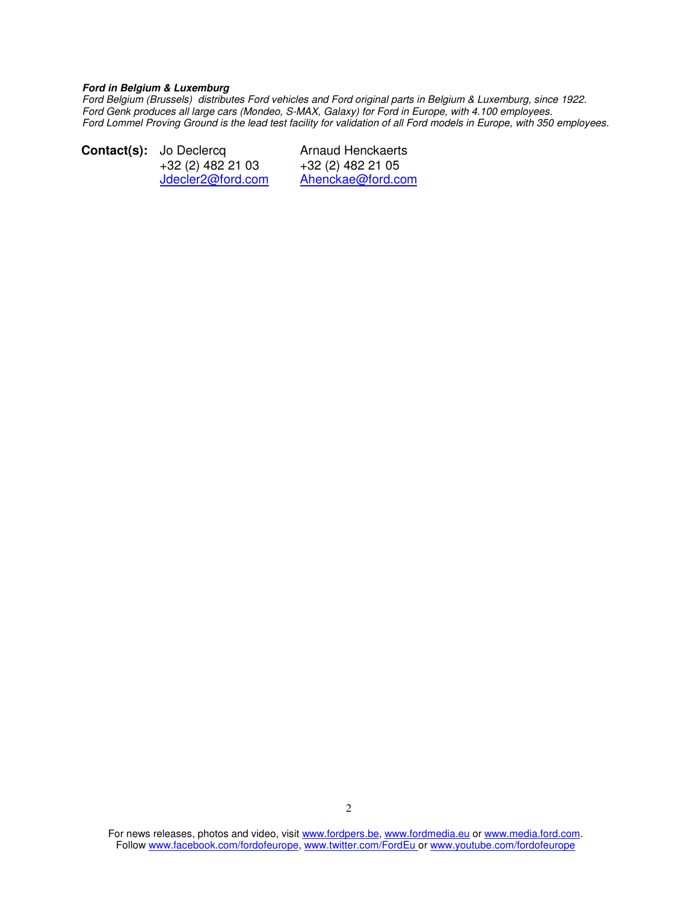***Ford in Belgium & Luxemburg***

*Ford Belgium (Brussels) distributes Ford vehicles and Ford original parts in Belgium & Luxemburg, since 1922.*
*Ford Genk produces all large cars (Mondeo, S-MAX, Galaxy) for Ford in Europe, with 4.100 employees.*
*Ford Lommel Proving Ground is the lead test facility for validation of all Ford models in Europe, with 350 employees.*

**Contact(s):**

Jo Declercq
+32 (2) 482 21 03
Jdecler2@ford.com

Arnaud Henckaerts
+32 (2) 482 21 05
Ahenckae@ford.com

For news releases, photos and video, visit www.fordpers.be, www.fordmedia.eu or www.media.ford.com.
Follow www.facebook.com/fordofeurope, www.twitter.com/FordEu or www.youtube.com/fordofeurope